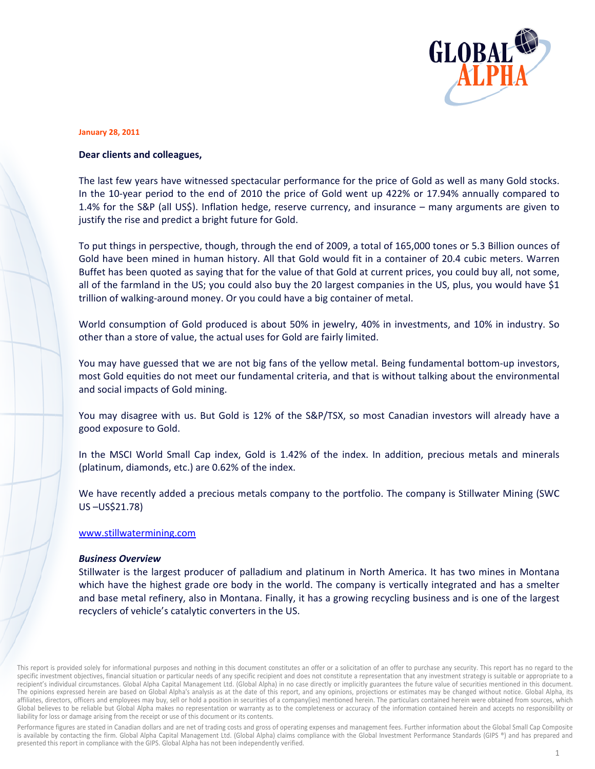GLOBAL ALPHA

**January 28, 2011**

**Dear clients and colleagues,**

The last few years have witnessed spectacular performance for the price of Gold as well as many Gold stocks. In the 10-year period to the end of 2010 the price of Gold went up 422% or 17.94% annually compared to 1.4% for the S&P (all US$). Inflation hedge, reserve currency, and insurance – many arguments are given to justify the rise and predict a bright future for Gold.

To put things in perspective, though, through the end of 2009, a total of 165,000 tones or 5.3 Billion ounces of Gold have been mined in human history. All that Gold would fit in a container of 20.4 cubic meters. Warren Buffet has been quoted as saying that for the value of that Gold at current prices, you could buy all, not some, all of the farmland in the US; you could also buy the 20 largest companies in the US, plus, you would have $1 trillion of walking-around money. Or you could have a big container of metal.

World consumption of Gold produced is about 50% in jewelry, 40% in investments, and 10% in industry. So other than a store of value, the actual uses for Gold are fairly limited.

You may have guessed that we are not big fans of the yellow metal. Being fundamental bottom-up investors, most Gold equities do not meet our fundamental criteria, and that is without talking about the environmental and social impacts of Gold mining.

You may disagree with us. But Gold is 12% of the S&P/TSX, so most Canadian investors will already have a good exposure to Gold.

In the MSCI World Small Cap index, Gold is 1.42% of the index. In addition, precious metals and minerals (platinum, diamonds, etc.) are 0.62% of the index.

We have recently added a precious metals company to the portfolio. The company is Stillwater Mining (SWC US –US$21.78)

[www.stillwatermining.com](http://www.stillwatermining.com)

***Business Overview***

Stillwater is the largest producer of palladium and platinum in North America. It has two mines in Montana which have the highest grade ore body in the world. The company is vertically integrated and has a smelter and base metal refinery, also in Montana. Finally, it has a growing recycling business and is one of the largest recyclers of vehicle's catalytic converters in the US.

This report is provided solely for informational purposes and nothing in this document constitutes an offer or a solicitation of an offer to purchase any security. This report has no regard to the specific investment objectives, financial situation or particular needs of any specific recipient and does not constitute a representation that any investment strategy is suitable or appropriate to a recipient's individual circumstances. Global Alpha Capital Management Ltd. (Global Alpha) in no case directly or implicitly guarantees the future value of securities mentioned in this document. The opinions expressed herein are based on Global Alpha's analysis as at the date of this report, and any opinions, projections or estimates may be changed without notice. Global Alpha, its affiliates, directors, officers and employees may buy, sell or hold a position in securities of a company(ies) mentioned herein. The particulars contained herein were obtained from sources, which Global believes to be reliable but Global Alpha makes no representation or warranty as to the completeness or accuracy of the information contained herein and accepts no responsibility or liability for loss or damage arising from the receipt or use of this document or its contents.

Performance figures are stated in Canadian dollars and are net of trading costs and gross of operating expenses and management fees. Further information about the Global Small Cap Composite is available by contacting the firm. Global Alpha Capital Management Ltd. (Global Alpha) claims compliance with the Global Investment Performance Standards (GIPS ®) and has prepared and presented this report in compliance with the GIPS. Global Alpha has not been independently verified.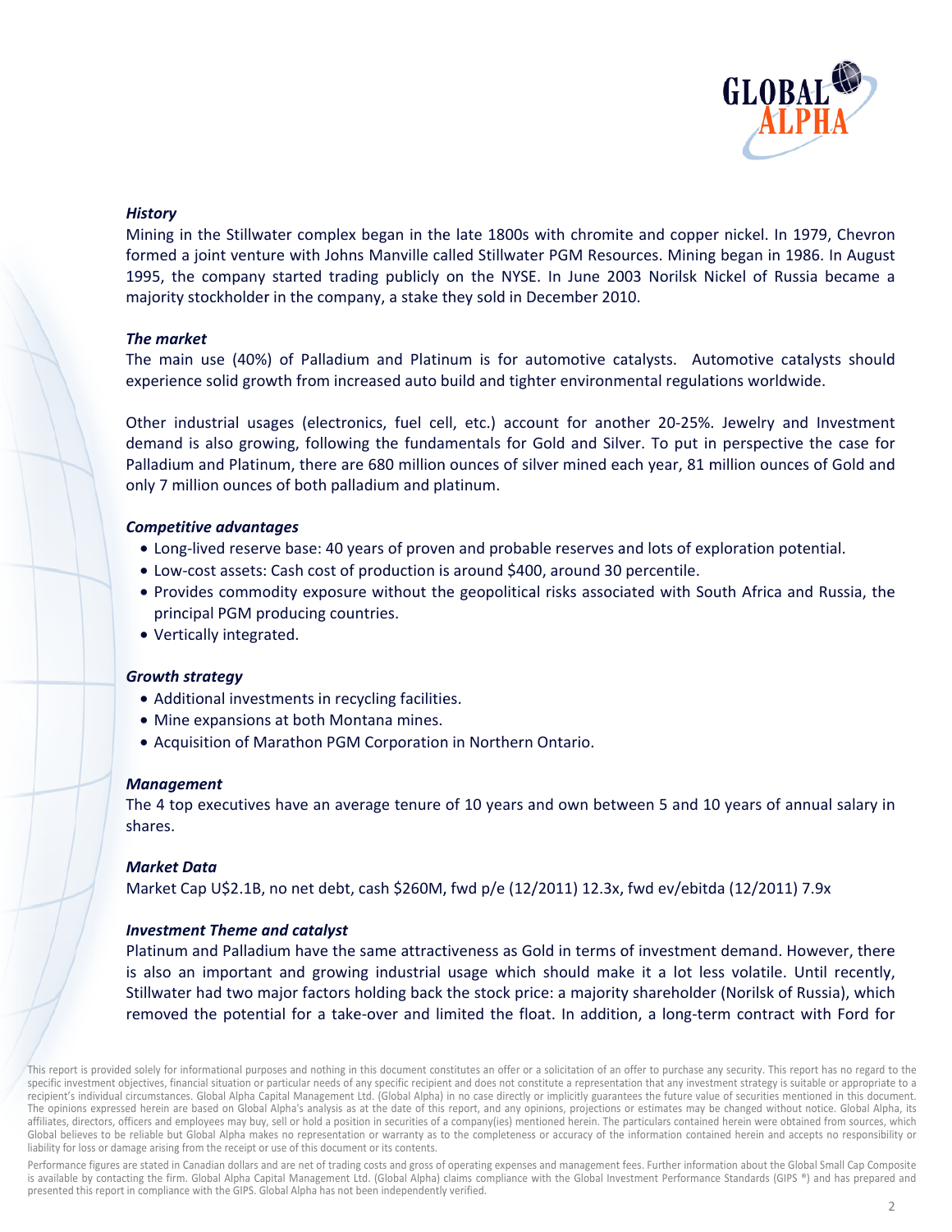### *History*

Mining in the Stillwater complex began in the late 1800s with chromite and copper nickel. In 1979, Chevron formed a joint venture with Johns Manville called Stillwater PGM Resources. Mining began in 1986. In August 1995, the company started trading publicly on the NYSE. In June 2003 Norilsk Nickel of Russia became a majority stockholder in the company, a stake they sold in December 2010.

### *The market*

The main use (40%) of Palladium and Platinum is for automotive catalysts. Automotive catalysts should experience solid growth from increased auto build and tighter environmental regulations worldwide.

Other industrial usages (electronics, fuel cell, etc.) account for another 20-25%. Jewelry and Investment demand is also growing, following the fundamentals for Gold and Silver. To put in perspective the case for Palladium and Platinum, there are 680 million ounces of silver mined each year, 81 million ounces of Gold and only 7 million ounces of both palladium and platinum.

### *Competitive advantages*

- Long-lived reserve base: 40 years of proven and probable reserves and lots of exploration potential.
- Low-cost assets: Cash cost of production is around $400, around 30 percentile.
- Provides commodity exposure without the geopolitical risks associated with South Africa and Russia, the principal PGM producing countries.
- Vertically integrated.

### *Growth strategy*

- Additional investments in recycling facilities.
- Mine expansions at both Montana mines.
- Acquisition of Marathon PGM Corporation in Northern Ontario.

### *Management*

The 4 top executives have an average tenure of 10 years and own between 5 and 10 years of annual salary in shares.

### *Market Data*

Market Cap U$2.1B, no net debt, cash $260M, fwd p/e (12/2011) 12.3x, fwd ev/ebitda (12/2011) 7.9x

### *Investment Theme and catalyst*

Platinum and Palladium have the same attractiveness as Gold in terms of investment demand. However, there is also an important and growing industrial usage which should make it a lot less volatile. Until recently, Stillwater had two major factors holding back the stock price: a majority shareholder (Norilsk of Russia), which removed the potential for a take-over and limited the float. In addition, a long-term contract with Ford for

This report is provided solely for informational purposes and nothing in this document constitutes an offer or a solicitation of an offer to purchase any security. This report has no regard to the specific investment objectives, financial situation or particular needs of any specific recipient and does not constitute a representation that any investment strategy is suitable or appropriate to a recipient's individual circumstances. Global Alpha Capital Management Ltd. (Global Alpha) in no case directly or implicitly guarantees the future value of securities mentioned in this document. The opinions expressed herein are based on Global Alpha's analysis as at the date of this report, and any opinions, projections or estimates may be changed without notice. Global Alpha, its affiliates, directors, officers and employees may buy, sell or hold a position in securities of a company(ies) mentioned herein. The particulars contained herein were obtained from sources, which Global believes to be reliable but Global Alpha makes no representation or warranty as to the completeness or accuracy of the information contained herein and accepts no responsibility or liability for loss or damage arising from the receipt or use of this document or its contents.

Performance figures are stated in Canadian dollars and are net of trading costs and gross of operating expenses and management fees. Further information about the Global Small Cap Composite is available by contacting the firm. Global Alpha Capital Management Ltd. (Global Alpha) claims compliance with the Global Investment Performance Standards (GIPS ®) and has prepared and presented this report in compliance with the GIPS. Global Alpha has not been independently verified.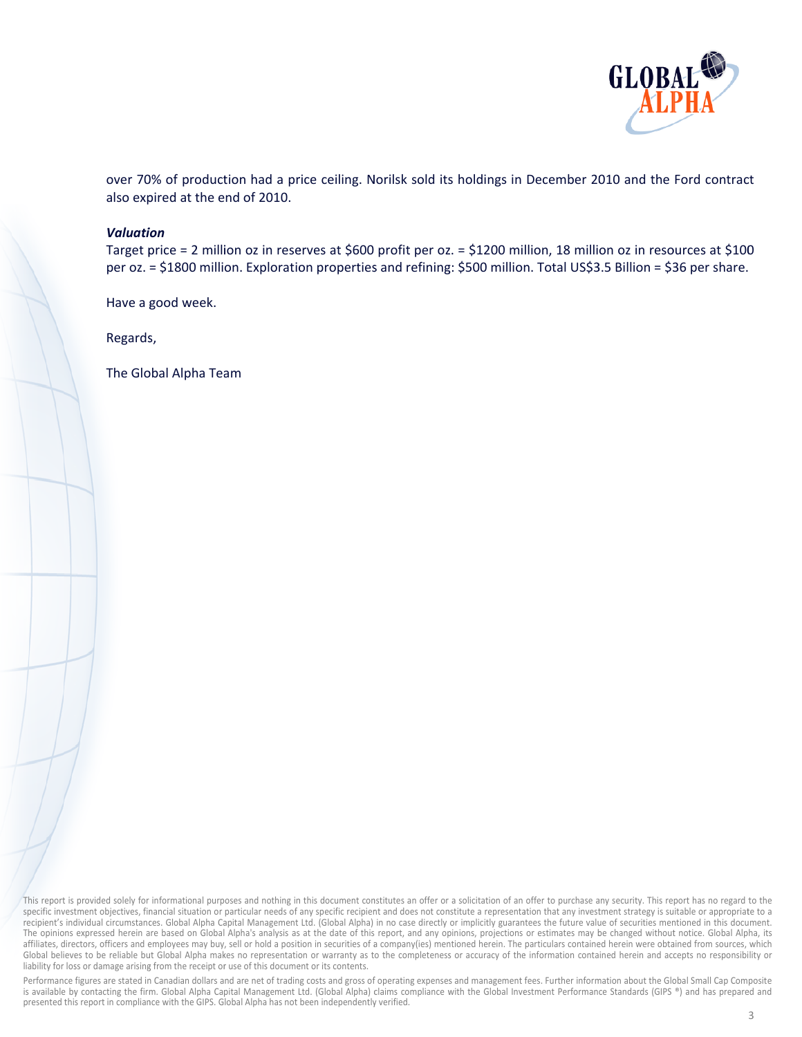over 70% of production had a price ceiling. Norilsk sold its holdings in December 2010 and the Ford contract also expired at the end of 2010.

***Valuation***

Target price = 2 million oz in reserves at $600 profit per oz. = $1200 million, 18 million oz in resources at $100 per oz. = $1800 million. Exploration properties and refining: $500 million. Total US$3.5 Billion = $36 per share.

Have a good week.

Regards,

The Global Alpha Team

This report is provided solely for informational purposes and nothing in this document constitutes an offer or a solicitation of an offer to purchase any security. This report has no regard to the specific investment objectives, financial situation or particular needs of any specific recipient and does not constitute a representation that any investment strategy is suitable or appropriate to a recipient's individual circumstances. Global Alpha Capital Management Ltd. (Global Alpha) in no case directly or implicitly guarantees the future value of securities mentioned in this document. The opinions expressed herein are based on Global Alpha's analysis as at the date of this report, and any opinions, projections or estimates may be changed without notice. Global Alpha, its affiliates, directors, officers and employees may buy, sell or hold a position in securities of a company(ies) mentioned herein. The particulars contained herein were obtained from sources, which Global believes to be reliable but Global Alpha makes no representation or warranty as to the completeness or accuracy of the information contained herein and accepts no responsibility or liability for loss or damage arising from the receipt or use of this document or its contents.

Performance figures are stated in Canadian dollars and are net of trading costs and gross of operating expenses and management fees. Further information about the Global Small Cap Composite is available by contacting the firm. Global Alpha Capital Management Ltd. (Global Alpha) claims compliance with the Global Investment Performance Standards (GIPS ®) and has prepared and presented this report in compliance with the GIPS. Global Alpha has not been independently verified.